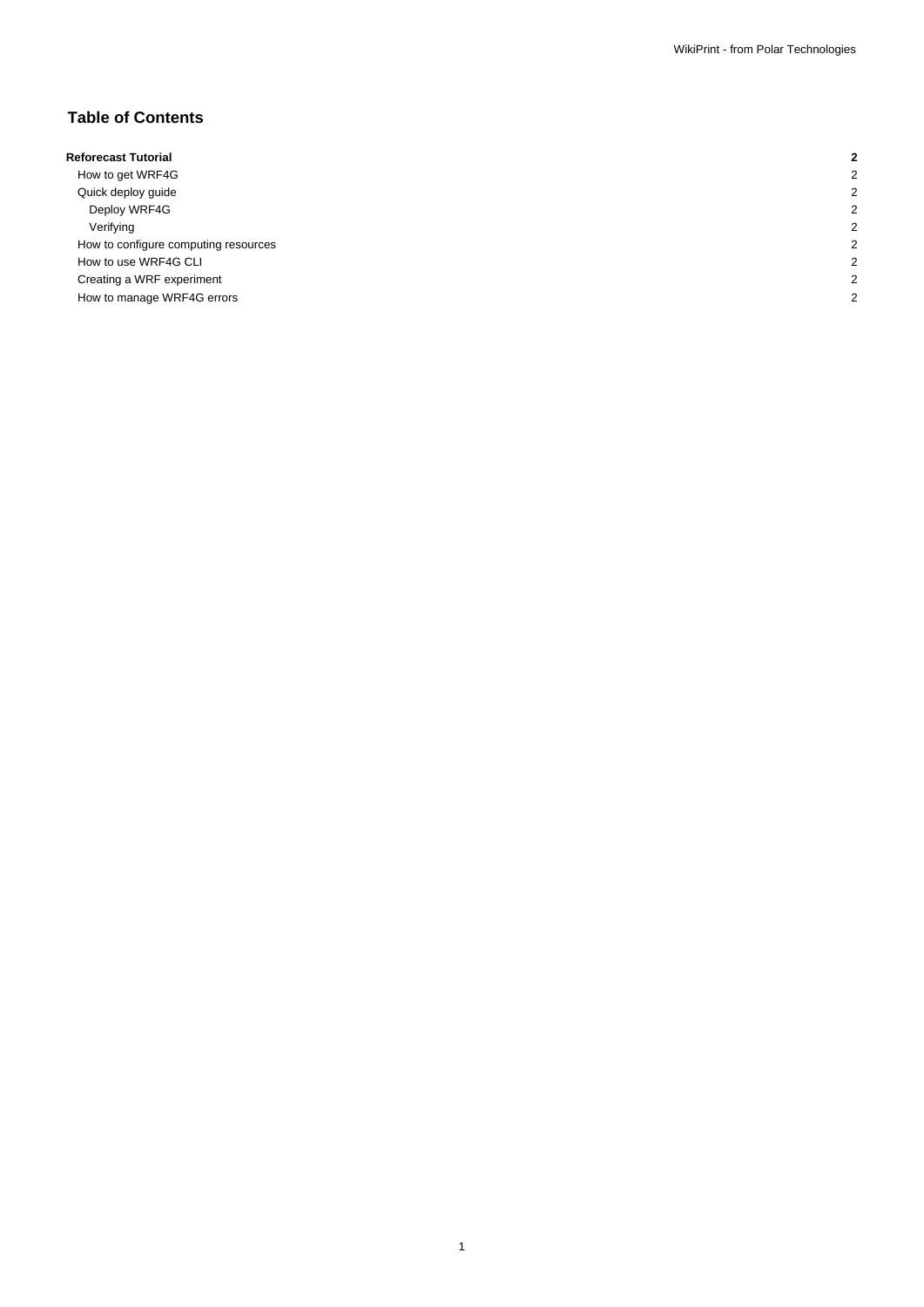## Table of Contents

| | |
|---|---|
| **Reforecast Tutorial** | **2** |
| How to get WRF4G | 2 |
| Quick deploy guide | 2 |
| Deploy WRF4G | 2 |
| Verifying | 2 |
| How to configure computing resources | 2 |
| How to use WRF4G CLI | 2 |
| Creating a WRF experiment | 2 |
| How to manage WRF4G errors | 2 |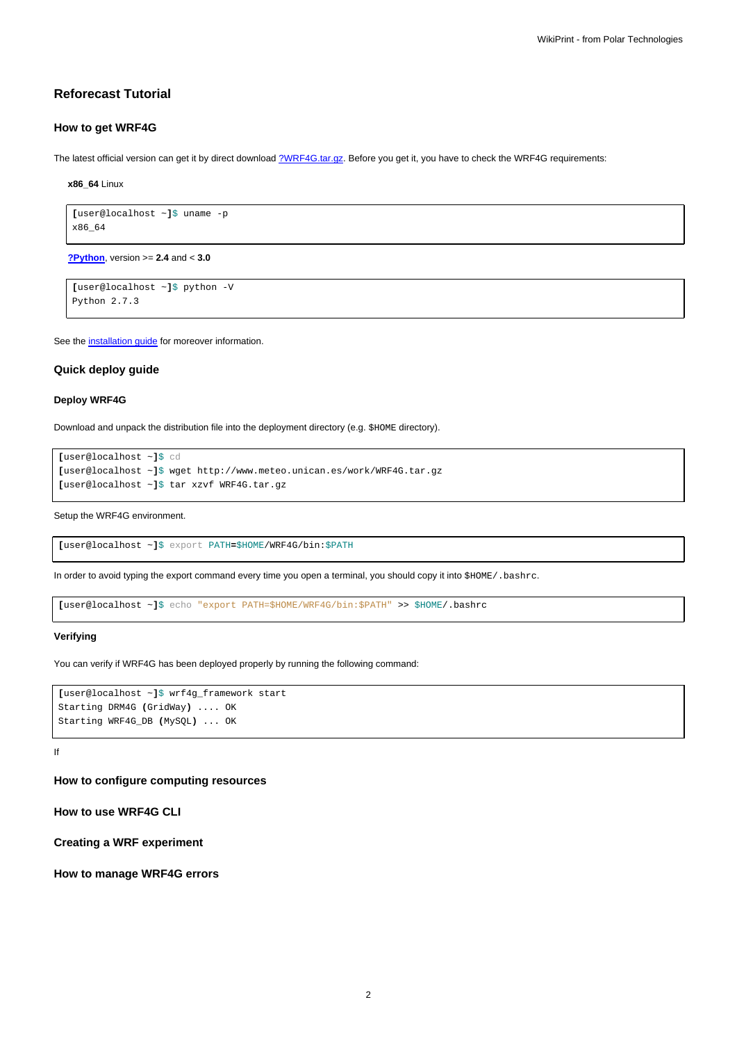# Reforecast Tutorial

## How to get WRF4G

The latest official version can get it by direct download ?WRF4G.tar.gz. Before you get it, you have to check the WRF4G requirements:

**x86_64** Linux

```
[user@localhost ~]$ uname -p
x86_64
```

**?Python**, version >= **2.4** and < **3.0**

```
[user@localhost ~]$ python -V
Python 2.7.3
```

See the installation guide for moreover information.

## Quick deploy guide

### Deploy WRF4G

Download and unpack the distribution file into the deployment directory (e.g. `$HOME` directory).

```
[user@localhost ~]$ cd
[user@localhost ~]$ wget http://www.meteo.unican.es/work/WRF4G.tar.gz
[user@localhost ~]$ tar xzvf WRF4G.tar.gz
```

Setup the WRF4G environment.

```
[user@localhost ~]$ export PATH=$HOME/WRF4G/bin:$PATH
```

In order to avoid typing the export command every time you open a terminal, you should copy it into `$HOME/.bashrc`.

```
[user@localhost ~]$ echo "export PATH=$HOME/WRF4G/bin:$PATH" >> $HOME/.bashrc
```

### Verifying

You can verify if WRF4G has been deployed properly by running the following command:

```
[user@localhost ~]$ wrf4g_framework start
Starting DRM4G (GridWay) .... OK
Starting WRF4G_DB (MySQL) ... OK
```

If

## How to configure computing resources

## How to use WRF4G CLI

## Creating a WRF experiment

## How to manage WRF4G errors